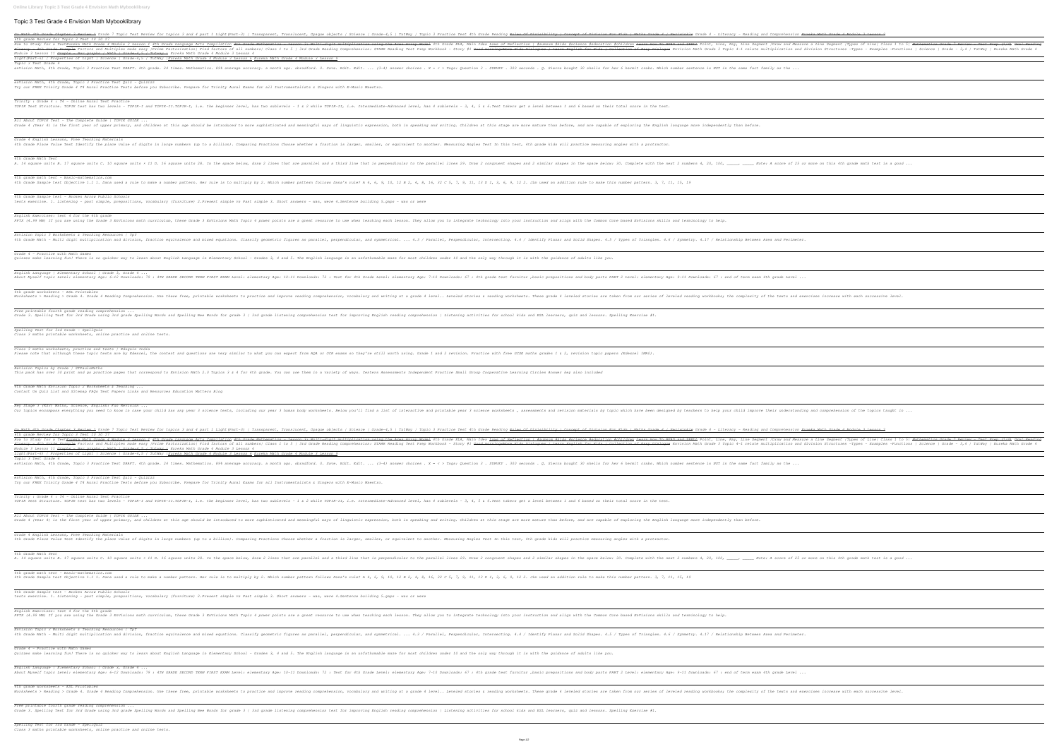# Topic 3 Test Grade 4 Envision Math Mybooklibrary

Topic 3 Test Grade 4

enVision Math, 4th Grade, Topic 3 Practice Test DRAFT. 4th grade. 24 times. Mathematics. 89% average accuracy. a month ago. dbradford. 0. Save. Edit. Edit. ... (3-4) answer choices . 8 - < > Tags: Question 3 . SURVEY . 300 seconds . Q. Sierra bought 30 shells for her 4 hermit crabs. Which number sentence is NOT in the same fact family as the ...

enVision Math, 4th Grade, Topic 3 Practice Test Quiz - Quizizz

Try our FREE Trinity Grade 4 T4 Aural Practice Tests before you Subscribe. Prepare for Trinity Aural Exams for all Instrumentalists & Singers with E-Music Maestro.

Trinity : Grade 4 : T4 - Online Aural Test Practice

TOPIK Test Structure. TOPIK test has two levels – TOPIK-I and TOPIK-II.TOPIK-I, i.e. the beginner level, has two sublevels – 1 & 2 while TOPIK-II, i.e. Intermediate-Advanced level, has 4 sublevels – 3, 4, 5 & 6.Test takers get a level between 1 and 6 based on their total score in the test.

All About TOPIK Test - The Complete Guide | TOPIK GUIDE ...

Grade 4 (Year 4) is the first year of upper primary, and children at this age should be introduced to more sophisticated and meaningful ways of linguistic expression, both in speaking and writing. Children at this stage are more mature than before, and are capable of exploring the English language more independently than before.

Grade 4 English Lessons, Free Teaching Materials

4th Grade Place Value Test Identify the place value of digits in large numbers (up to a billion). Comparing Fractions Choose whether a fraction is larger, smaller, or equivalent to another. Measuring Angles Test In this test, 4th grade kids will practice measuring angles with a protractor.

4th Grade Math Test

A. 14 square units B. 17 square units C. 10 square units • 10 D. 16 square units 28. In the space below, draw 2 lines that are parallel and a third line that is perpendicular to the parallel lines 29. Draw 2 congruent shapes and 2 similar shapes in the space below: 30. Complete with the next 2 numbers 4, 20, 100, \_\_\_\_\_, \_\_\_\_\_ Note: A score of 25 or more on this 4th grade math test is a good ...

4th grade math test - Basic-mathematics.com

4th Grade Sample Test Objective 1.1 1. Dana used a rule to make a number pattern. Her rule is to multiply by 2. Which number pattern follows Dana's rule? A 4, 6, 9, 13, 12 B 2, 4, 8, 16, 32 C 5, 7, 9, 11, 13 D 1, 3, 6, 9, 12 2. Jim used an addition rule to make this number pattern. 3, 7, 11, 15, 19

4th Grade Sample Test - Broken Arrow Public Schools

Tests exercise. 1. Listening - past simple, prepositions, vocabulary (furniture) 2.Present simple vs Past simple 3. Short answers - was, were 4.Sentence building 5.gaps - was or were

English Exercises: test 4 for the 4th grade

PPTX (4.99 MB) If you are using the Grade 3 EnVisions math curriculum, these Grade 3 Envisions Math Topic 4 power points are a great resource to use when teaching each lesson. They allow you to integrate technology into your instruction and align with the Common Core based EnVisions skills and terminology to help.

Envision Topic 3 Worksheets & Teaching Resources | TpT

4th Grade Math - Multi digit multiplication and division, fraction equivalence and mixed equations. Classify geometric figures as parallel, perpendicular, and symmetrical. ... 4.3 / Parallel, Perpendicular, Intersecting. 4.4 / Identify Planar and Solid Shapes. 4.5 / Types of Triangles. 4.6 / Symmetry. 4.17 / Relationship Between Area and Perimeter.

Grade 4 - Practice with Math Games

Quizzes make learning fun! There is no quicker way to learn about English Language in Elementary School - Grades 3, 4 and 5. The English language is an unfathomable maze for most children under 10 and the only way through it is with the guidance of adults like you.

English Language | Elementary School | Grade 3, Grade 4 ...

About Myself topic Level: elementary Age: 6-12 Downloads: 79 : 4TH GRADE SECOND TERM FIRST EXAM Level: elementary Age: 10-13 Downloads: 72 : Test for 4th Grade Level: elementary Age: 7-10 Downloads: 67 : 4th grade test furnitur ,basic prepositions and body parts PART 2 Level: elementary Age: 9-11 Downloads: 67 : end of term exam 4th grade Level ...

4th grade worksheets - ESL Printables

Worksheets > Reading > Grade 4. Grade 4 Reading Comprehension. Use these free, printable worksheets to practice and improve reading comprehension, vocabulary and writing at a grade 4 level.. Leveled stories & reading worksheets. These grade 4 leveled stories are taken from our series of leveled reading workbooks; the complexity of the texts and exercises increase with each successive level.

Free printable fourth grade reading comprehension ...

Grade 3. Spelling Test for 3rd Grade using 3rd grade Spelling Words and Spelling Bee Words for grade 3 / 3rd grade listening comprehension test for improving English reading comprehension | Listening activities for school kids and ESL learners, quiz and lessons. Spelling Exercise #1.

Spelling Test for 3rd Grade - Spellzone

Class 3 maths printable worksheets, online practice and online tests.

Class 3 maths worksheets, practice and tests | Edugain India

Please note that although these topic tests are by Edexcel, the content and questions are very similar to what you can expect from AQA or OCR exams so they're still worth using. Grade 1 and 2 revision. Practise with free GCSE maths grade 1 & 2, revision topic papers (Edexcel 1MA1).

Revision Topics by Grade | CTPaulsMaths

This pack has over 30 print and go practice pages that correspond to Envision Math 2.0 Topics 3 & 4 for 4th grade. You can use them in a variety of ways. Centers Assessments Independent Practice Small Group Cooperative Learning Circles Answer key also included

4th Grade Math Envision Topic 2 Worksheets & Teaching ...

Contact Us Quiz List and Sitemap FAQs Test Papers Links and Resources Education Matters Blog

Key Stage 2 (KS2) Maths, Science, English: Fun Revision ...

Our topics encompass everything you need to know in case your child has any year 3 science tests, including our year 3 human body worksheets. Below you'll find a list of interactive and printable year 3 science worksheets , assessments and revision materials by topic which have been designed by teachers to help your child improve their understanding and comprehension of the topics taught in ...

Topic 3 Test Grade 4

enVision Math, 4th Grade, Topic 3 Practice Test DRAFT. 4th grade. 24 times. Mathematics. 89% average accuracy. a month ago. dbradford. 0. Save. Edit. Edit. ... (3-4) answer choices . 8 - < > Tags: Question 3 . SURVEY . 300 seconds . Q. Sierra bought 30 shells for her 4 hermit crabs. Which number sentence is NOT in the same fact family as the ...

enVision Math, 4th Grade, Topic 3 Practice Test Quiz - Quizizz

Try our FREE Trinity Grade 4 T4 Aural Practice Tests before you Subscribe. Prepare for Trinity Aural Exams for all Instrumentalists & Singers with E-Music Maestro.

Trinity : Grade 4 : T4 - Online Aural Test Practice

TOPIK Test Structure. TOPIK test has two levels – TOPIK-I and TOPIK-II.TOPIK-I, i.e. the beginner level, has two sublevels – 1 & 2 while TOPIK-II, i.e. Intermediate-Advanced level, has 4 sublevels – 3, 4, 5 & 6.Test takers get a level between 1 and 6 based on their total score in the test.

All About TOPIK Test - The Complete Guide | TOPIK GUIDE ...

Grade 4 (Year 4) is the first year of upper primary, and children at this age should be introduced to more sophisticated and meaningful ways of linguistic expression, both in speaking and writing. Children at this stage are more mature than before, and are capable of exploring the English language more independently than before.

Grade 4 English Lessons, Free Teaching Materials

4th Grade Place Value Test Identify the place value of digits in large numbers (up to a billion). Comparing Fractions Choose whether a fraction is larger, smaller, or equivalent to another. Measuring Angles Test In this test, 4th grade kids will practice measuring angles with a protractor.

4th Grade Math Test

A. 14 square units B. 17 square units C. 10 square units • 10 D. 16 square units 28. In the space below, draw 2 lines that are parallel and a third line that is perpendicular to the parallel lines 29. Draw 2 congruent shapes and 2 similar shapes in the space below: 30. Complete with the next 2 numbers 4, 20, 100, \_\_\_\_\_, \_\_\_\_\_ Note: A score of 25 or more on this 4th grade math test is a good ...

4th grade math test - Basic-mathematics.com

4th Grade Sample Test Objective 1.1 1. Dana used a rule to make a number pattern. Her rule is to multiply by 2. Which number pattern follows Dana's rule? A 4, 6, 9, 13, 12 B 2, 4, 8, 16, 32 C 5, 7, 9, 11, 13 D 1, 3, 6, 9, 12 2. Jim used an addition rule to make this number pattern. 3, 7, 11, 15, 19

4th Grade Sample Test - Broken Arrow Public Schools

Tests exercise. 1. Listening - past simple, prepositions, vocabulary (furniture) 2.Present simple vs Past simple 3. Short answers - was, were 4.Sentence building 5.gaps - was or were

English Exercises: test 4 for the 4th grade

PPTX (4.99 MB) If you are using the Grade 3 EnVisions math curriculum, these Grade 3 Envisions Math Topic 4 power points are a great resource to use when teaching each lesson. They allow you to integrate technology into your instruction and align with the Common Core based EnVisions skills and terminology to help.

Envision Topic 3 Worksheets & Teaching Resources | TpT

4th Grade Math - Multi digit multiplication and division, fraction equivalence and mixed equations. Classify geometric figures as parallel, perpendicular, and symmetrical. ... 4.3 / Parallel, Perpendicular, Intersecting. 4.4 / Identify Planar and Solid Shapes. 4.5 / Types of Triangles. 4.6 / Symmetry. 4.17 / Relationship Between Area and Perimeter.

Grade 4 - Practice with Math Games

Quizzes make learning fun! There is no quicker way to learn about English Language in Elementary School - Grades 3, 4 and 5. The English language is an unfathomable maze for most children under 10 and the only way through it is with the guidance of adults like you.

English Language | Elementary School | Grade 3, Grade 4 ...

About Myself topic Level: elementary Age: 6-12 Downloads: 79 : 4TH GRADE SECOND TERM FIRST EXAM Level: elementary Age: 10-13 Downloads: 72 : Test for 4th Grade Level: elementary Age: 7-10 Downloads: 67 : 4th grade test furnitur ,basic prepositions and body parts PART 2 Level: elementary Age: 9-11 Downloads: 67 : end of term exam 4th grade Level ...

4th grade worksheets - ESL Printables

Worksheets > Reading > Grade 4. Grade 4 Reading Comprehension. Use these free, printable worksheets to practice and improve reading comprehension, vocabulary and writing at a grade 4 level.. Leveled stories & reading worksheets. These grade 4 leveled stories are taken from our series of leveled reading workbooks; the complexity of the texts and exercises increase with each successive level.

Free printable fourth grade reading comprehension ...

Grade 3. Spelling Test for 3rd Grade using 3rd grade Spelling Words and Spelling Bee Words for grade 3 / 3rd grade listening comprehension test for improving English reading comprehension | Listening activities for school kids and ESL learners, quiz and lessons. Spelling Exercise #1.

Spelling Test for 3rd Grade - Spellzone

Class 3 maths printable worksheets, online practice and online tests.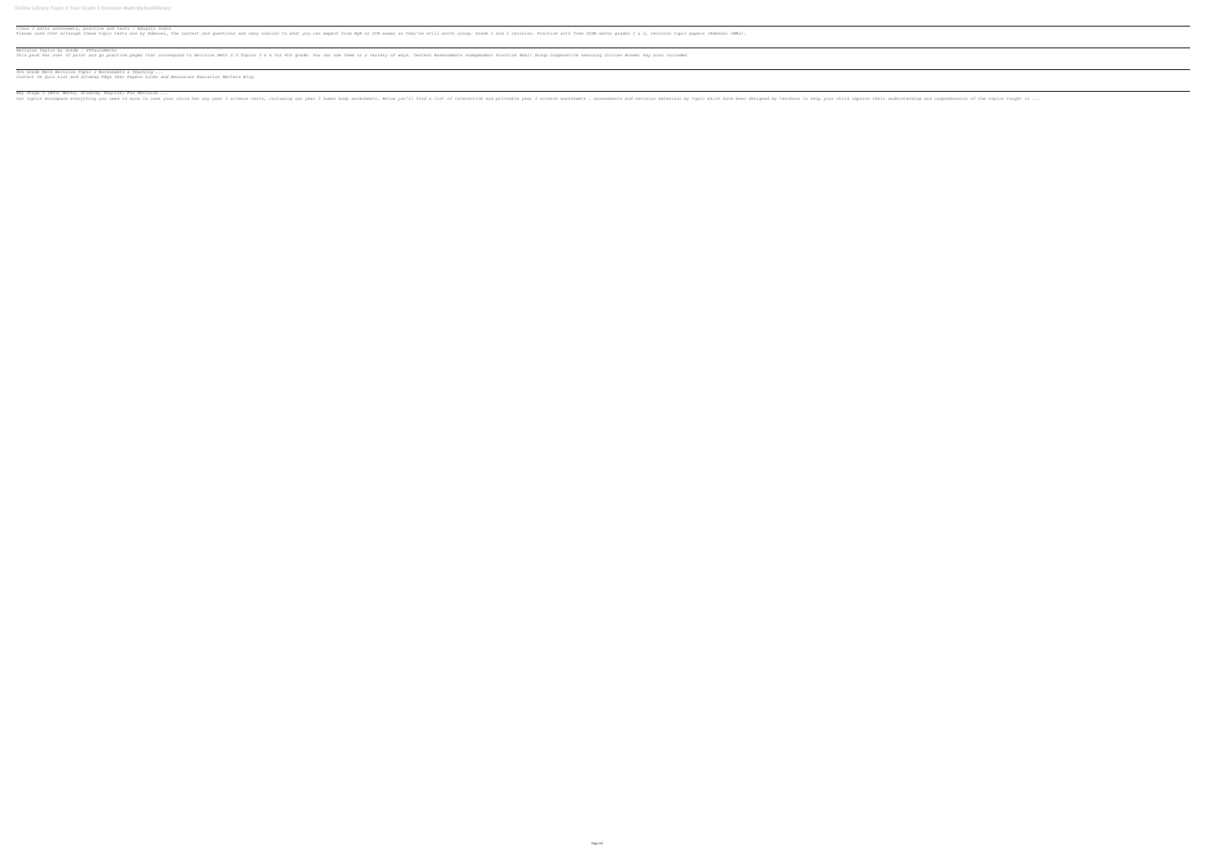*Class 3 maths worksheets, practice and tests | Edugain India*
*Please note that although these topic tests are by Edexcel, the content and questions are very similar to what you can expect from AQA or OCR exams so they're still worth using. Grade 1 and 2 revision. Practice with free GCSE maths grades 1 & 2, revision topic papers (Edexcel 1MA1).*

---

*Revision Topics by Grade | DTPaulsMaths*
*This pack has over 30 print and go practice pages that correspond to Envision Math 2.0 Topics 3 & 4 for 4th grade. You can use them in a variety of ways. Centers Assessments Independent Practice Small Group Cooperative Learning Circles Answer key also included*

---

*4th Grade Math Envision Topic 2 Worksheets & Teaching ...*
*Contact Us Quiz List and Sitemap FAQs Test Papers Links and Resources Education Matters Blog*

---

*Key Stage 1 (KS1) Maths, Science, English: Fun Revision ...*
*Our topics encompass everything you need to know in case your child has any year 3 science tests, including our year 3 human body worksheets. Below you'll find a list of interactive and printable year 3 science worksheets , assessments and revision materials by topic which have been designed by teachers to help your child improve their understanding and comprehension of the topics taught in ...*